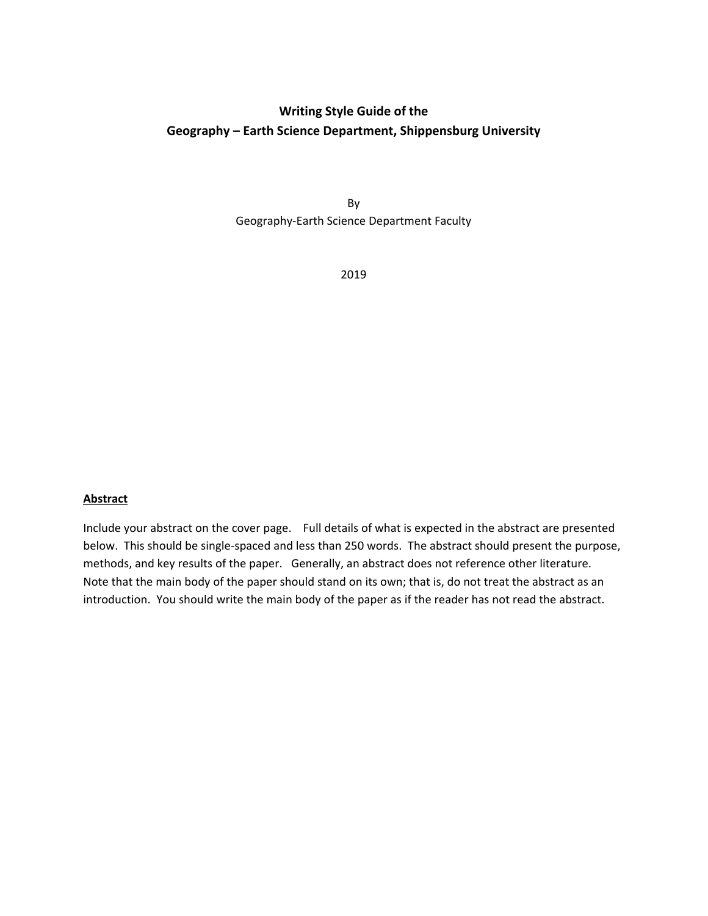# Writing Style Guide of the Geography – Earth Science Department, Shippensburg University

By

Geography-Earth Science Department Faculty

2019

**Abstract**

Include your abstract on the cover page. Full details of what is expected in the abstract are presented below. This should be single-spaced and less than 250 words. The abstract should present the purpose, methods, and key results of the paper. Generally, an abstract does not reference other literature. Note that the main body of the paper should stand on its own; that is, do not treat the abstract as an introduction. You should write the main body of the paper as if the reader has not read the abstract.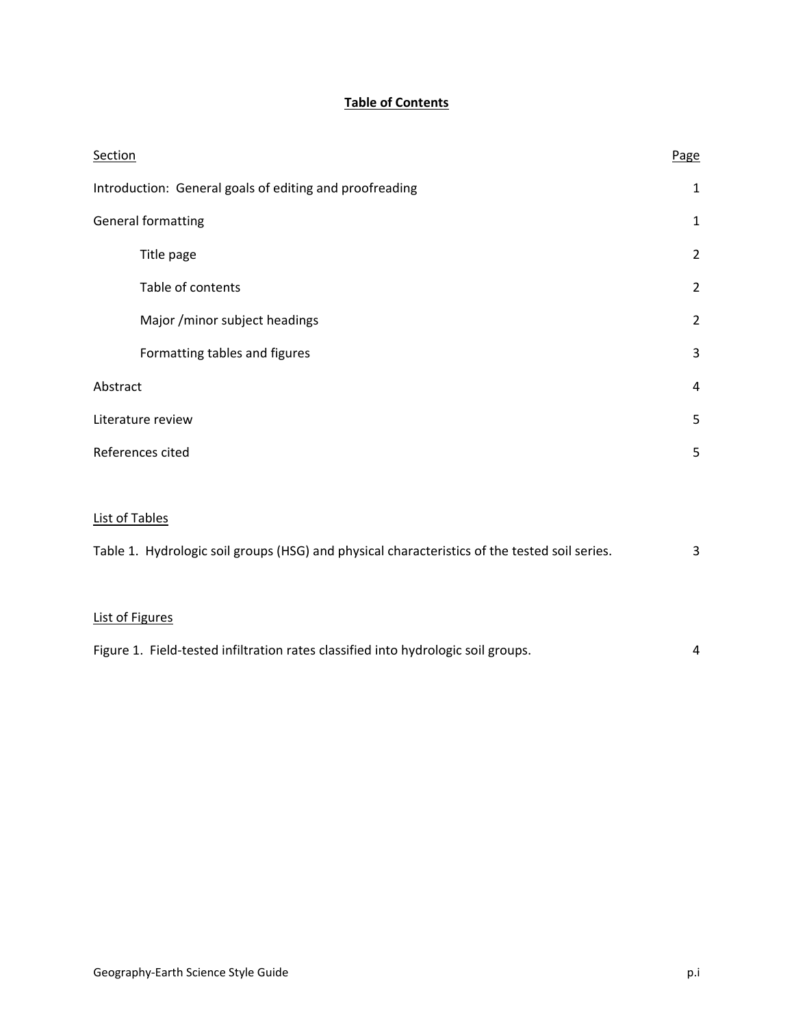# Table of Contents

| Section | Page |
|---|---|
| Introduction: General goals of editing and proofreading | 1 |
| General formatting | 1 |
| &nbsp;&nbsp;&nbsp;&nbsp;Title page | 2 |
| &nbsp;&nbsp;&nbsp;&nbsp;Table of contents | 2 |
| &nbsp;&nbsp;&nbsp;&nbsp;Major /minor subject headings | 2 |
| &nbsp;&nbsp;&nbsp;&nbsp;Formatting tables and figures | 3 |
| Abstract | 4 |
| Literature review | 5 |
| References cited | 5 |

List of Tables

| | |
|---|---|
| Table 1. Hydrologic soil groups (HSG) and physical characteristics of the tested soil series. | 3 |

List of Figures

| | |
|---|---|
| Figure 1. Field-tested infiltration rates classified into hydrologic soil groups. | 4 |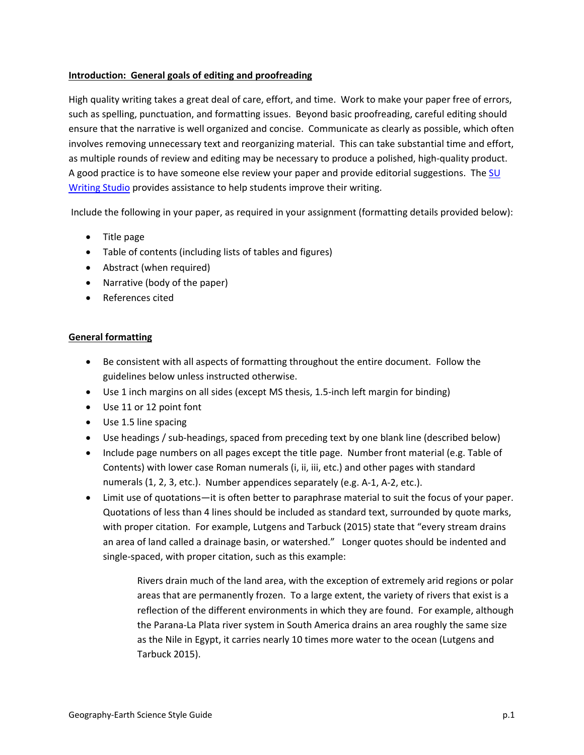## Introduction: General goals of editing and proofreading

High quality writing takes a great deal of care, effort, and time. Work to make your paper free of errors, such as spelling, punctuation, and formatting issues. Beyond basic proofreading, careful editing should ensure that the narrative is well organized and concise. Communicate as clearly as possible, which often involves removing unnecessary text and reorganizing material. This can take substantial time and effort, as multiple rounds of review and editing may be necessary to produce a polished, high-quality product. A good practice is to have someone else review your paper and provide editorial suggestions. The SU Writing Studio provides assistance to help students improve their writing.

Include the following in your paper, as required in your assignment (formatting details provided below):

- Title page
- Table of contents (including lists of tables and figures)
- Abstract (when required)
- Narrative (body of the paper)
- References cited

## General formatting

- Be consistent with all aspects of formatting throughout the entire document. Follow the guidelines below unless instructed otherwise.
- Use 1 inch margins on all sides (except MS thesis, 1.5-inch left margin for binding)
- Use 11 or 12 point font
- Use 1.5 line spacing
- Use headings / sub-headings, spaced from preceding text by one blank line (described below)
- Include page numbers on all pages except the title page. Number front material (e.g. Table of Contents) with lower case Roman numerals (i, ii, iii, etc.) and other pages with standard numerals (1, 2, 3, etc.). Number appendices separately (e.g. A-1, A-2, etc.).
- Limit use of quotations—it is often better to paraphrase material to suit the focus of your paper. Quotations of less than 4 lines should be included as standard text, surrounded by quote marks, with proper citation. For example, Lutgens and Tarbuck (2015) state that "every stream drains an area of land called a drainage basin, or watershed." Longer quotes should be indented and single-spaced, with proper citation, such as this example:

  > Rivers drain much of the land area, with the exception of extremely arid regions or polar areas that are permanently frozen. To a large extent, the variety of rivers that exist is a reflection of the different environments in which they are found. For example, although the Parana-La Plata river system in South America drains an area roughly the same size as the Nile in Egypt, it carries nearly 10 times more water to the ocean (Lutgens and Tarbuck 2015).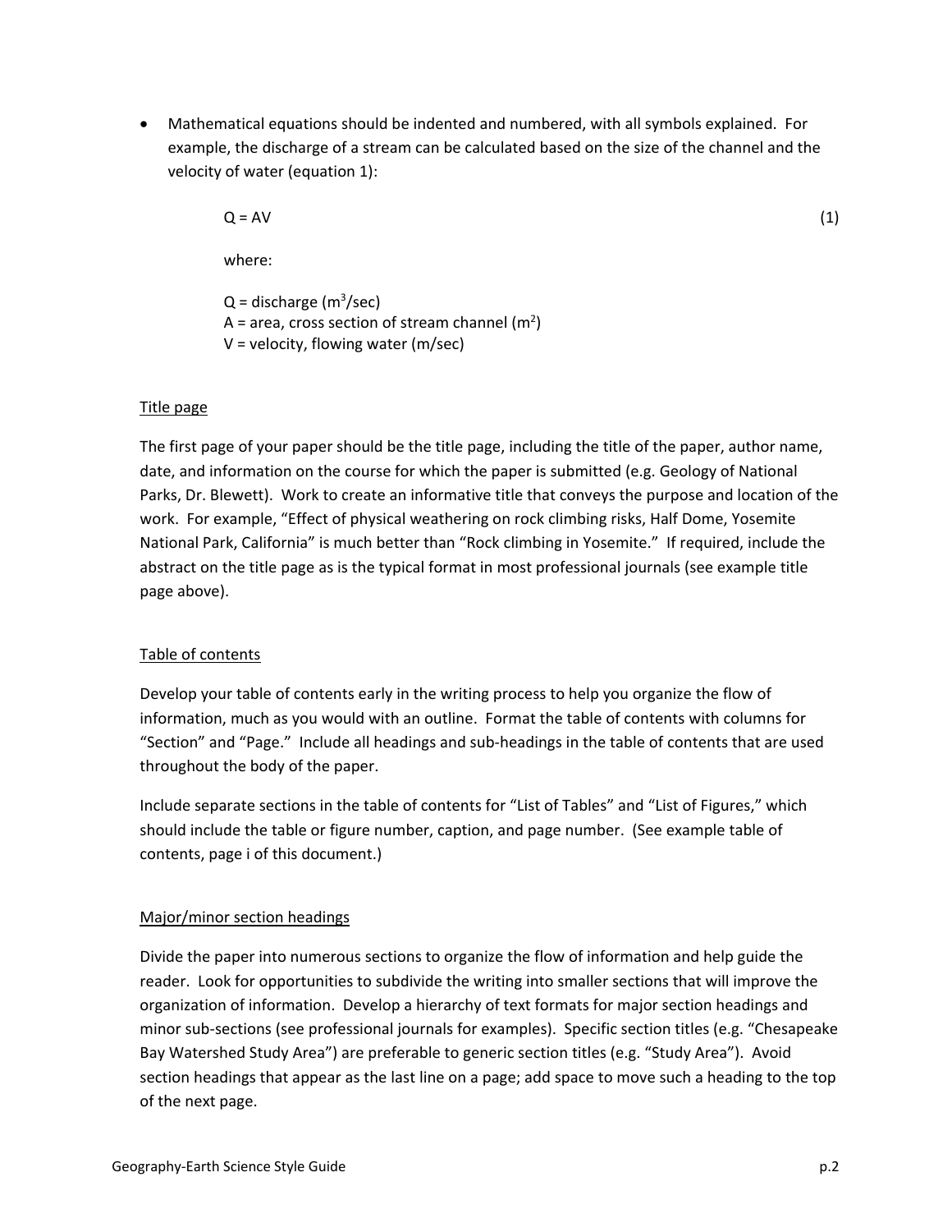- Mathematical equations should be indented and numbered, with all symbols explained. For example, the discharge of a stream can be calculated based on the size of the channel and the velocity of water (equation 1):

$$Q = AV \tag{1}$$

where:

Q = discharge ($m^3$/sec)
A = area, cross section of stream channel ($m^2$)
V = velocity, flowing water (m/sec)

## Title page

The first page of your paper should be the title page, including the title of the paper, author name, date, and information on the course for which the paper is submitted (e.g. Geology of National Parks, Dr. Blewett). Work to create an informative title that conveys the purpose and location of the work. For example, "Effect of physical weathering on rock climbing risks, Half Dome, Yosemite National Park, California" is much better than "Rock climbing in Yosemite." If required, include the abstract on the title page as is the typical format in most professional journals (see example title page above).

## Table of contents

Develop your table of contents early in the writing process to help you organize the flow of information, much as you would with an outline. Format the table of contents with columns for "Section" and "Page." Include all headings and sub-headings in the table of contents that are used throughout the body of the paper.

Include separate sections in the table of contents for "List of Tables" and "List of Figures," which should include the table or figure number, caption, and page number. (See example table of contents, page i of this document.)

## Major/minor section headings

Divide the paper into numerous sections to organize the flow of information and help guide the reader. Look for opportunities to subdivide the writing into smaller sections that will improve the organization of information. Develop a hierarchy of text formats for major section headings and minor sub-sections (see professional journals for examples). Specific section titles (e.g. "Chesapeake Bay Watershed Study Area") are preferable to generic section titles (e.g. "Study Area"). Avoid section headings that appear as the last line on a page; add space to move such a heading to the top of the next page.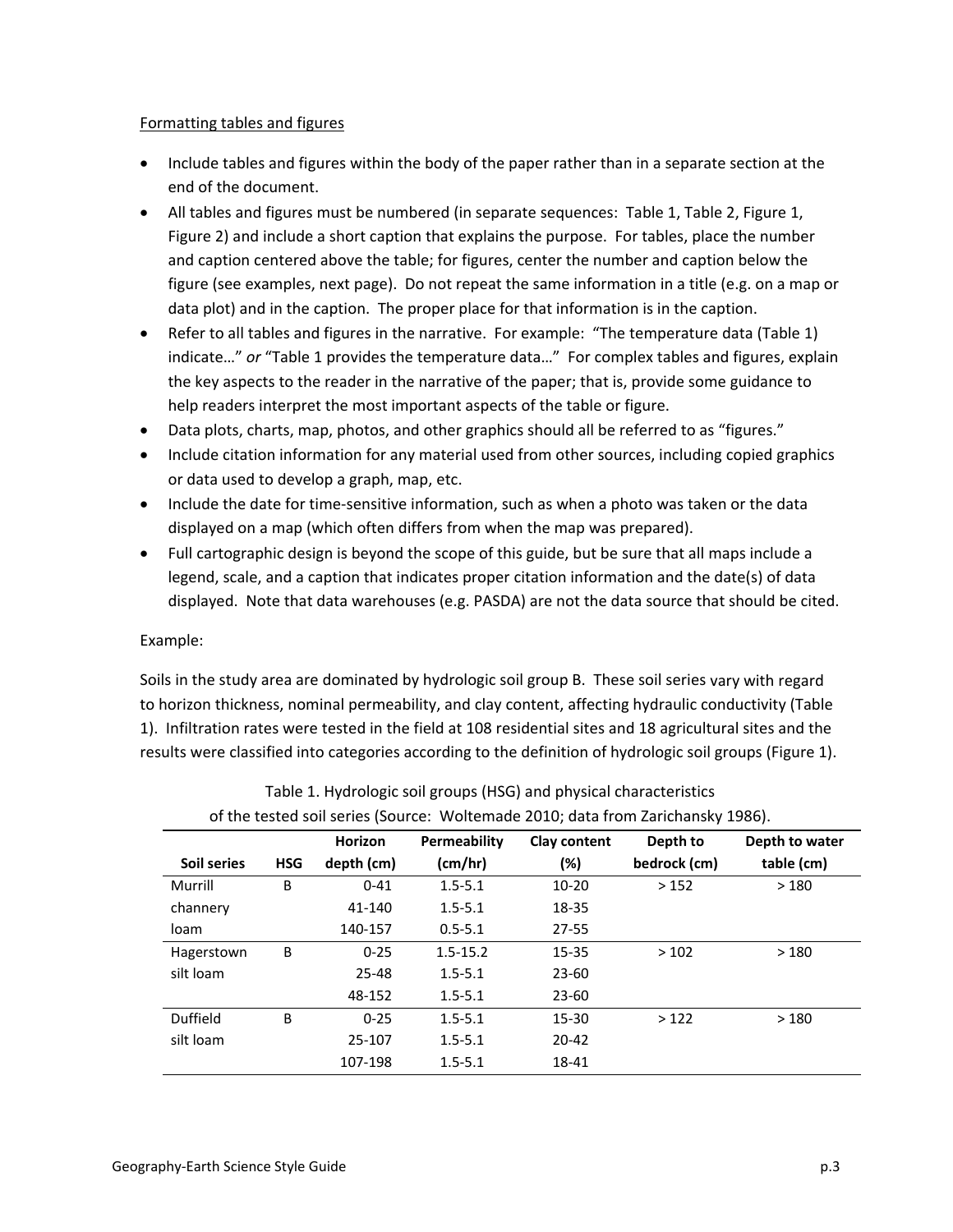Formatting tables and figures

- Include tables and figures within the body of the paper rather than in a separate section at the end of the document.
- All tables and figures must be numbered (in separate sequences: Table 1, Table 2, Figure 1, Figure 2) and include a short caption that explains the purpose. For tables, place the number and caption centered above the table; for figures, center the number and caption below the figure (see examples, next page). Do not repeat the same information in a title (e.g. on a map or data plot) and in the caption. The proper place for that information is in the caption.
- Refer to all tables and figures in the narrative. For example: "The temperature data (Table 1) indicate…" *or* "Table 1 provides the temperature data…" For complex tables and figures, explain the key aspects to the reader in the narrative of the paper; that is, provide some guidance to help readers interpret the most important aspects of the table or figure.
- Data plots, charts, map, photos, and other graphics should all be referred to as "figures."
- Include citation information for any material used from other sources, including copied graphics or data used to develop a graph, map, etc.
- Include the date for time-sensitive information, such as when a photo was taken or the data displayed on a map (which often differs from when the map was prepared).
- Full cartographic design is beyond the scope of this guide, but be sure that all maps include a legend, scale, and a caption that indicates proper citation information and the date(s) of data displayed. Note that data warehouses (e.g. PASDA) are not the data source that should be cited.

Example:

Soils in the study area are dominated by hydrologic soil group B. These soil series vary with regard to horizon thickness, nominal permeability, and clay content, affecting hydraulic conductivity (Table 1). Infiltration rates were tested in the field at 108 residential sites and 18 agricultural sites and the results were classified into categories according to the definition of hydrologic soil groups (Figure 1).

Table 1. Hydrologic soil groups (HSG) and physical characteristics of the tested soil series (Source: Woltemade 2010; data from Zarichansky 1986).

| Soil series | HSG | Horizon depth (cm) | Permeability (cm/hr) | Clay content (%) | Depth to bedrock (cm) | Depth to water table (cm) |
|---|---|---|---|---|---|---|
| Murrill | B | 0-41 | 1.5-5.1 | 10-20 | > 152 | > 180 |
| channery | | 41-140 | 1.5-5.1 | 18-35 | | |
| loam | | 140-157 | 0.5-5.1 | 27-55 | | |
| Hagerstown | B | 0-25 | 1.5-15.2 | 15-35 | > 102 | > 180 |
| silt loam | | 25-48 | 1.5-5.1 | 23-60 | | |
| | | 48-152 | 1.5-5.1 | 23-60 | | |
| Duffield | B | 0-25 | 1.5-5.1 | 15-30 | > 122 | > 180 |
| silt loam | | 25-107 | 1.5-5.1 | 20-42 | | |
| | | 107-198 | 1.5-5.1 | 18-41 | | |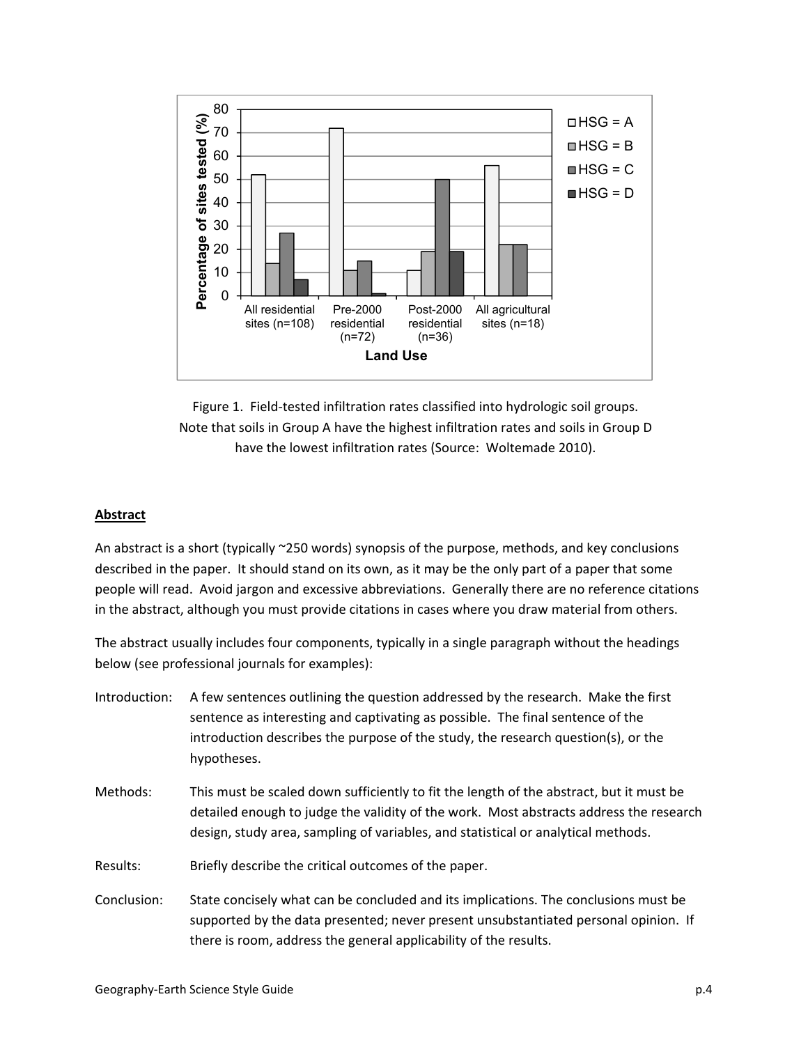Figure 1. Field-tested infiltration rates classified into hydrologic soil groups. Note that soils in Group A have the highest infiltration rates and soils in Group D have the lowest infiltration rates (Source: Woltemade 2010).

## Abstract

An abstract is a short (typically ~250 words) synopsis of the purpose, methods, and key conclusions described in the paper. It should stand on its own, as it may be the only part of a paper that some people will read. Avoid jargon and excessive abbreviations. Generally there are no reference citations in the abstract, although you must provide citations in cases where you draw material from others.

The abstract usually includes four components, typically in a single paragraph without the headings below (see professional journals for examples):

Introduction: A few sentences outlining the question addressed by the research. Make the first sentence as interesting and captivating as possible. The final sentence of the introduction describes the purpose of the study, the research question(s), or the hypotheses.

Methods: This must be scaled down sufficiently to fit the length of the abstract, but it must be detailed enough to judge the validity of the work. Most abstracts address the research design, study area, sampling of variables, and statistical or analytical methods.

Results: Briefly describe the critical outcomes of the paper.

Conclusion: State concisely what can be concluded and its implications. The conclusions must be supported by the data presented; never present unsubstantiated personal opinion. If there is room, address the general applicability of the results.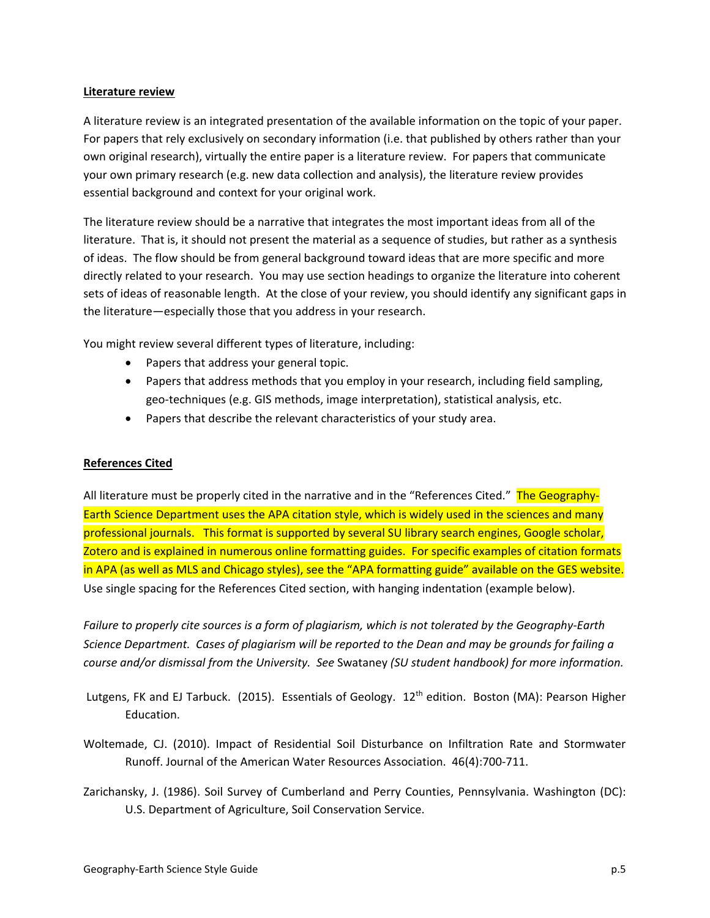**<u>Literature review</u>**

A literature review is an integrated presentation of the available information on the topic of your paper. For papers that rely exclusively on secondary information (i.e. that published by others rather than your own original research), virtually the entire paper is a literature review. For papers that communicate your own primary research (e.g. new data collection and analysis), the literature review provides essential background and context for your original work.

The literature review should be a narrative that integrates the most important ideas from all of the literature. That is, it should not present the material as a sequence of studies, but rather as a synthesis of ideas. The flow should be from general background toward ideas that are more specific and more directly related to your research. You may use section headings to organize the literature into coherent sets of ideas of reasonable length. At the close of your review, you should identify any significant gaps in the literature—especially those that you address in your research.

You might review several different types of literature, including:

- Papers that address your general topic.
- Papers that address methods that you employ in your research, including field sampling, geo-techniques (e.g. GIS methods, image interpretation), statistical analysis, etc.
- Papers that describe the relevant characteristics of your study area.

**<u>References Cited</u>**

All literature must be properly cited in the narrative and in the "References Cited." The Geography-Earth Science Department uses the APA citation style, which is widely used in the sciences and many professional journals. This format is supported by several SU library search engines, Google scholar, Zotero and is explained in numerous online formatting guides. For specific examples of citation formats in APA (as well as MLS and Chicago styles), see the "APA formatting guide" available on the GES website. Use single spacing for the References Cited section, with hanging indentation (example below).

*Failure to properly cite sources is a form of plagiarism, which is not tolerated by the Geography-Earth Science Department. Cases of plagiarism will be reported to the Dean and may be grounds for failing a course and/or dismissal from the University. See* Swataney *(SU student handbook) for more information.*

Lutgens, FK and EJ Tarbuck. (2015). Essentials of Geology. 12th edition. Boston (MA): Pearson Higher Education.

Woltemade, CJ. (2010). Impact of Residential Soil Disturbance on Infiltration Rate and Stormwater Runoff. Journal of the American Water Resources Association. 46(4):700-711.

Zarichansky, J. (1986). Soil Survey of Cumberland and Perry Counties, Pennsylvania. Washington (DC): U.S. Department of Agriculture, Soil Conservation Service.